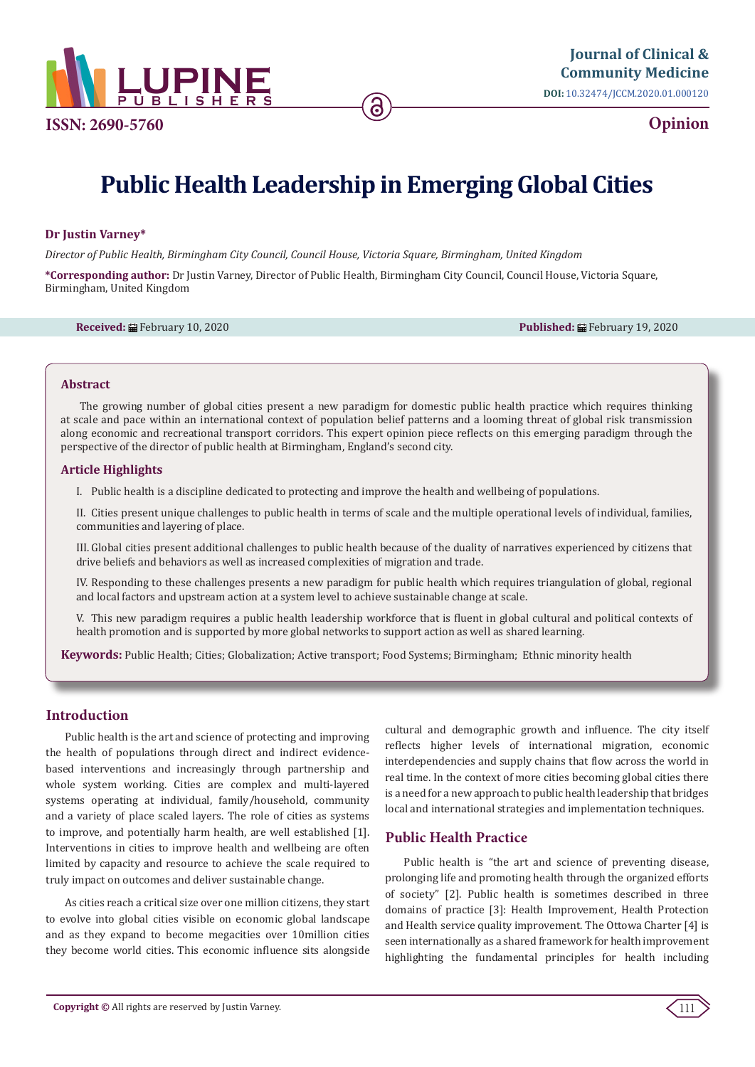ISSN: 2690-5760

**Journal of Clinical & Community Medicine**

**DOI:** 10.32474/JCCM.2020.01.000120

**Opinion**

# Public Health Leadership in Emerging Global Cities

**Dr Justin Varney***

*Director of Public Health, Birmingham City Council, Council House, Victoria Square, Birmingham, United Kingdom*

**\*Corresponding author:** Dr Justin Varney, Director of Public Health, Birmingham City Council, Council House, Victoria Square, Birmingham, United Kingdom

**Received:** February 10, 2020 **Published:** February 19, 2020

### Abstract

The growing number of global cities present a new paradigm for domestic public health practice which requires thinking at scale and pace within an international context of population belief patterns and a looming threat of global risk transmission along economic and recreational transport corridors. This expert opinion piece reflects on this emerging paradigm through the perspective of the director of public health at Birmingham, England's second city.

### Article Highlights

I. Public health is a discipline dedicated to protecting and improve the health and wellbeing of populations.

II. Cities present unique challenges to public health in terms of scale and the multiple operational levels of individual, families, communities and layering of place.

III. Global cities present additional challenges to public health because of the duality of narratives experienced by citizens that drive beliefs and behaviors as well as increased complexities of migration and trade.

IV. Responding to these challenges presents a new paradigm for public health which requires triangulation of global, regional and local factors and upstream action at a system level to achieve sustainable change at scale.

V. This new paradigm requires a public health leadership workforce that is fluent in global cultural and political contexts of health promotion and is supported by more global networks to support action as well as shared learning.

**Keywords:** Public Health; Cities; Globalization; Active transport; Food Systems; Birmingham; Ethnic minority health

## Introduction

Public health is the art and science of protecting and improving the health of populations through direct and indirect evidence-based interventions and increasingly through partnership and whole system working. Cities are complex and multi-layered systems operating at individual, family/household, community and a variety of place scaled layers. The role of cities as systems to improve, and potentially harm health, are well established [1]. Interventions in cities to improve health and wellbeing are often limited by capacity and resource to achieve the scale required to truly impact on outcomes and deliver sustainable change.

As cities reach a critical size over one million citizens, they start to evolve into global cities visible on economic global landscape and as they expand to become megacities over 10million cities they become world cities. This economic influence sits alongside cultural and demographic growth and influence. The city itself reflects higher levels of international migration, economic interdependencies and supply chains that flow across the world in real time. In the context of more cities becoming global cities there is a need for a new approach to public health leadership that bridges local and international strategies and implementation techniques.

## Public Health Practice

Public health is "the art and science of preventing disease, prolonging life and promoting health through the organized efforts of society" [2]. Public health is sometimes described in three domains of practice [3]: Health Improvement, Health Protection and Health service quality improvement. The Ottowa Charter [4] is seen internationally as a shared framework for health improvement highlighting the fundamental principles for health including

**Copyright ©** All rights are reserved by Justin Varney.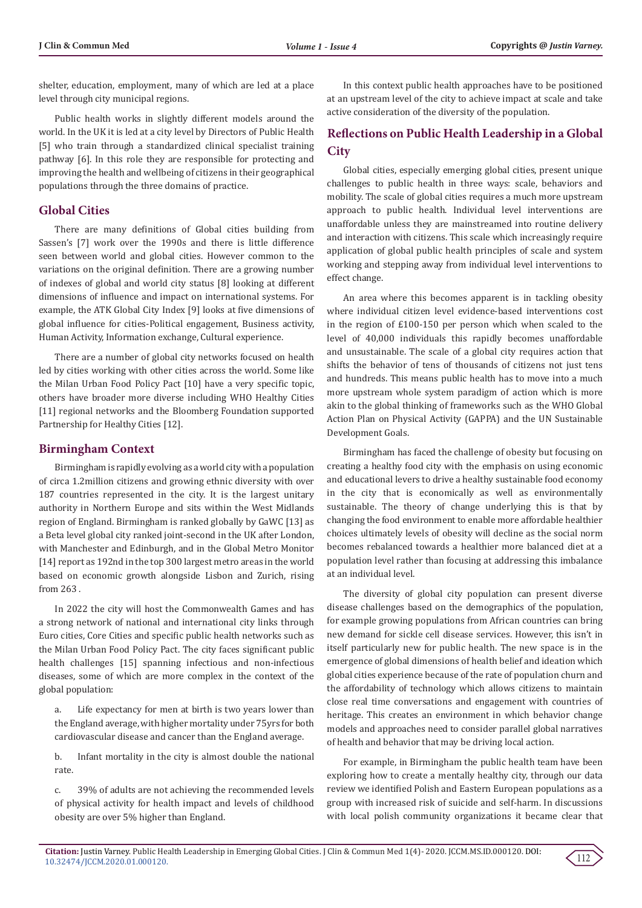shelter, education, employment, many of which are led at a place level through city municipal regions.

Public health works in slightly different models around the world. In the UK it is led at a city level by Directors of Public Health [5] who train through a standardized clinical specialist training pathway [6]. In this role they are responsible for protecting and improving the health and wellbeing of citizens in their geographical populations through the three domains of practice.

## Global Cities

There are many definitions of Global cities building from Sassen's [7] work over the 1990s and there is little difference seen between world and global cities. However common to the variations on the original definition. There are a growing number of indexes of global and world city status [8] looking at different dimensions of influence and impact on international systems. For example, the ATK Global City Index [9] looks at five dimensions of global influence for cities-Political engagement, Business activity, Human Activity, Information exchange, Cultural experience.

There are a number of global city networks focused on health led by cities working with other cities across the world. Some like the Milan Urban Food Policy Pact [10] have a very specific topic, others have broader more diverse including WHO Healthy Cities [11] regional networks and the Bloomberg Foundation supported Partnership for Healthy Cities [12].

## Birmingham Context

Birmingham is rapidly evolving as a world city with a population of circa 1.2million citizens and growing ethnic diversity with over 187 countries represented in the city. It is the largest unitary authority in Northern Europe and sits within the West Midlands region of England. Birmingham is ranked globally by GaWC [13] as a Beta level global city ranked joint-second in the UK after London, with Manchester and Edinburgh, and in the Global Metro Monitor [14] report as 192nd in the top 300 largest metro areas in the world based on economic growth alongside Lisbon and Zurich, rising from 263 .

In 2022 the city will host the Commonwealth Games and has a strong network of national and international city links through Euro cities, Core Cities and specific public health networks such as the Milan Urban Food Policy Pact. The city faces significant public health challenges [15] spanning infectious and non-infectious diseases, some of which are more complex in the context of the global population:

a. Life expectancy for men at birth is two years lower than the England average, with higher mortality under 75yrs for both cardiovascular disease and cancer than the England average.

b. Infant mortality in the city is almost double the national rate.

c. 39% of adults are not achieving the recommended levels of physical activity for health impact and levels of childhood obesity are over 5% higher than England.

In this context public health approaches have to be positioned at an upstream level of the city to achieve impact at scale and take active consideration of the diversity of the population.

## Reflections on Public Health Leadership in a Global City

Global cities, especially emerging global cities, present unique challenges to public health in three ways: scale, behaviors and mobility. The scale of global cities requires a much more upstream approach to public health. Individual level interventions are unaffordable unless they are mainstreamed into routine delivery and interaction with citizens. This scale which increasingly require application of global public health principles of scale and system working and stepping away from individual level interventions to effect change.

An area where this becomes apparent is in tackling obesity where individual citizen level evidence-based interventions cost in the region of £100-150 per person which when scaled to the level of 40,000 individuals this rapidly becomes unaffordable and unsustainable. The scale of a global city requires action that shifts the behavior of tens of thousands of citizens not just tens and hundreds. This means public health has to move into a much more upstream whole system paradigm of action which is more akin to the global thinking of frameworks such as the WHO Global Action Plan on Physical Activity (GAPPA) and the UN Sustainable Development Goals.

Birmingham has faced the challenge of obesity but focusing on creating a healthy food city with the emphasis on using economic and educational levers to drive a healthy sustainable food economy in the city that is economically as well as environmentally sustainable. The theory of change underlying this is that by changing the food environment to enable more affordable healthier choices ultimately levels of obesity will decline as the social norm becomes rebalanced towards a healthier more balanced diet at a population level rather than focusing on addressing this imbalance at an individual level.

The diversity of global city population can present diverse disease challenges based on the demographics of the population, for example growing populations from African countries can bring new demand for sickle cell disease services. However, this isn't in itself particularly new for public health. The new space is in the emergence of global dimensions of health belief and ideation which global cities experience because of the rate of population churn and the affordability of technology which allows citizens to maintain close real time conversations and engagement with countries of heritage. This creates an environment in which behavior change models and approaches need to consider parallel global narratives of health and behavior that may be driving local action.

For example, in Birmingham the public health team have been exploring how to create a mentally healthy city, through our data review we identified Polish and Eastern European populations as a group with increased risk of suicide and self-harm. In discussions with local polish community organizations it became clear that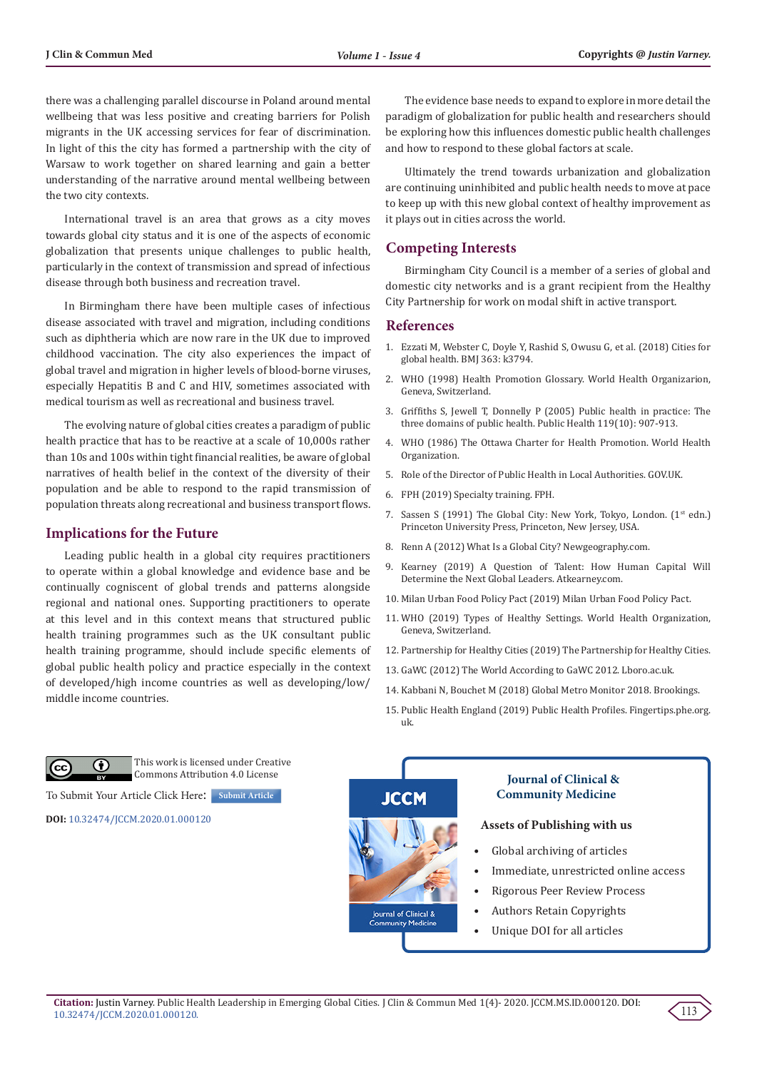there was a challenging parallel discourse in Poland around mental wellbeing that was less positive and creating barriers for Polish migrants in the UK accessing services for fear of discrimination. In light of this the city has formed a partnership with the city of Warsaw to work together on shared learning and gain a better understanding of the narrative around mental wellbeing between the two city contexts.

International travel is an area that grows as a city moves towards global city status and it is one of the aspects of economic globalization that presents unique challenges to public health, particularly in the context of transmission and spread of infectious disease through both business and recreation travel.

In Birmingham there have been multiple cases of infectious disease associated with travel and migration, including conditions such as diphtheria which are now rare in the UK due to improved childhood vaccination. The city also experiences the impact of global travel and migration in higher levels of blood-borne viruses, especially Hepatitis B and C and HIV, sometimes associated with medical tourism as well as recreational and business travel.

The evolving nature of global cities creates a paradigm of public health practice that has to be reactive at a scale of 10,000s rather than 10s and 100s within tight financial realities, be aware of global narratives of health belief in the context of the diversity of their population and be able to respond to the rapid transmission of population threats along recreational and business transport flows.

## Implications for the Future

Leading public health in a global city requires practitioners to operate within a global knowledge and evidence base and be continually cognisant of global trends and patterns alongside regional and national ones. Supporting practitioners to operate at this level and in this context means that structured public health training programmes such as the UK consultant public health training programme, should include specific elements of global public health policy and practice especially in the context of developed/high income countries as well as developing/low/middle income countries.

The evidence base needs to expand to explore in more detail the paradigm of globalization for public health and researchers should be exploring how this influences domestic public health challenges and how to respond to these global factors at scale.

Ultimately the trend towards urbanization and globalization are continuing uninhibited and public health needs to move at pace to keep up with this new global context of healthy improvement as it plays out in cities across the world.

## Competing Interests

Birmingham City Council is a member of a series of global and domestic city networks and is a grant recipient from the Healthy City Partnership for work on modal shift in active transport.

## References

1. Ezzati M, Webster C, Doyle Y, Rashid S, Owusu G, et al. (2018) Cities for global health. BMJ 363: k3794.
2. WHO (1998) Health Promotion Glossary. World Health Organizarion, Geneva, Switzerland.
3. Griffiths S, Jewell T, Donnelly P (2005) Public health in practice: The three domains of public health. Public Health 119(10): 907-913.
4. WHO (1986) The Ottawa Charter for Health Promotion. World Health Organization.
5. Role of the Director of Public Health in Local Authorities. GOV.UK.
6. FPH (2019) Specialty training. FPH.
7. Sassen S (1991) The Global City: New York, Tokyo, London. (1st edn.) Princeton University Press, Princeton, New Jersey, USA.
8. Renn A (2012) What Is a Global City? Newgeography.com.
9. Kearney (2019) A Question of Talent: How Human Capital Will Determine the Next Global Leaders. Atkearney.com.
10. Milan Urban Food Policy Pact (2019) Milan Urban Food Policy Pact.
11. WHO (2019) Types of Healthy Settings. World Health Organization, Geneva, Switzerland.
12. Partnership for Healthy Cities (2019) The Partnership for Healthy Cities.
13. GaWC (2012) The World According to GaWC 2012. Lboro.ac.uk.
14. Kabbani N, Bouchet M (2018) Global Metro Monitor 2018. Brookings.
15. Public Health England (2019) Public Health Profiles. Fingertips.phe.org.uk.

This work is licensed under Creative Commons Attribution 4.0 License

To Submit Your Article Click Here: Submit Article

**DOI:** 10.32474/JCCM.2020.01.000120

**Journal of Clinical & Community Medicine**

**Assets of Publishing with us**

- Global archiving of articles
- Immediate, unrestricted online access
- Rigorous Peer Review Process
- Authors Retain Copyrights
- Unique DOI for all articles

**Citation:** Justin Varney. Public Health Leadership in Emerging Global Cities. J Clin & Commun Med 1(4)- 2020. JCCM.MS.ID.000120. DOI: 10.32474/JCCM.2020.01.000120.